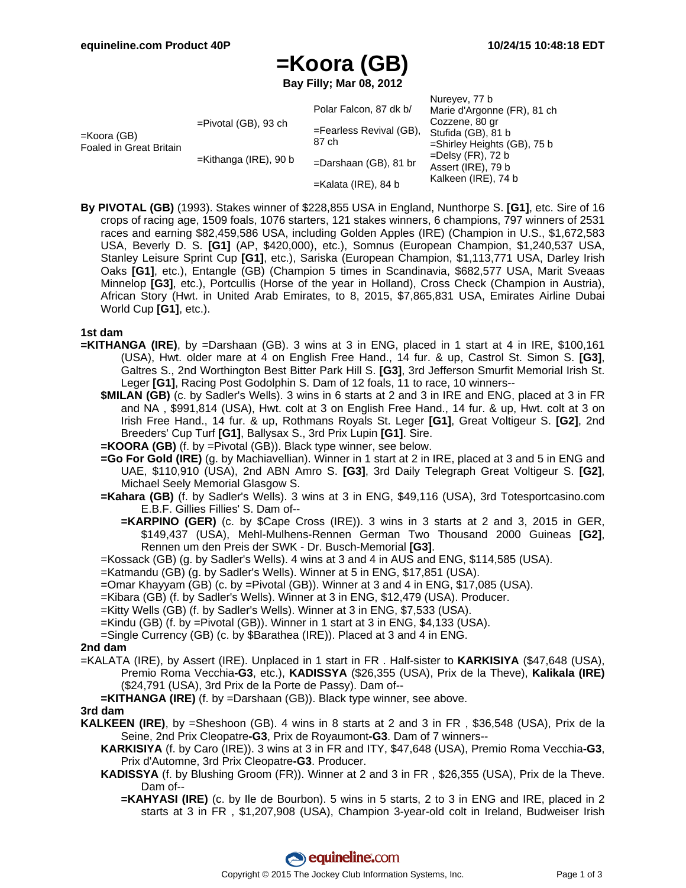# =Koora (GB)

**Bay Filly; Mar 08, 2012**

| | | | |
|---|---|---|---|
| =Koora (GB) Foaled in Great Britain | =Pivotal (GB), 93 ch | Polar Falcon, 87 dk b/ | Nureyev, 77 b |
| | | | Marie d'Argonne (FR), 81 ch |
| | | =Fearless Revival (GB), 87 ch | Cozzene, 80 gr |
| | | | Stufida (GB), 81 b |
| | =Kithanga (IRE), 90 b | =Darshaan (GB), 81 br | =Shirley Heights (GB), 75 b |
| | | | =Delsy (FR), 72 b |
| | | =Kalata (IRE), 84 b | Assert (IRE), 79 b |
| | | | Kalkeen (IRE), 74 b |

**By PIVOTAL (GB)** (1993). Stakes winner of $228,855 USA in England, Nunthorpe S. **[G1]**, etc. Sire of 16 crops of racing age, 1509 foals, 1076 starters, 121 stakes winners, 6 champions, 797 winners of 2531 races and earning $82,459,586 USA, including Golden Apples (IRE) (Champion in U.S., $1,672,583 USA, Beverly D. S. **[G1]** (AP, $420,000), etc.), Somnus (European Champion, $1,240,537 USA, Stanley Leisure Sprint Cup **[G1]**, etc.), Sariska (European Champion, $1,113,771 USA, Darley Irish Oaks **[G1]**, etc.), Entangle (GB) (Champion 5 times in Scandinavia, $682,577 USA, Marit Sveaas Minnelop **[G3]**, etc.), Portcullis (Horse of the year in Holland), Cross Check (Champion in Austria), African Story (Hwt. in United Arab Emirates, to 8, 2015, $7,865,831 USA, Emirates Airline Dubai World Cup **[G1]**, etc.).

### 1st dam

**=KITHANGA (IRE)**, by =Darshaan (GB). 3 wins at 3 in ENG, placed in 1 start at 4 in IRE, $100,161 (USA), Hwt. older mare at 4 on English Free Hand., 14 fur. & up, Castrol St. Simon S. **[G3]**, Galtres S., 2nd Worthington Best Bitter Park Hill S. **[G3]**, 3rd Jefferson Smurfit Memorial Irish St. Leger **[G1]**, Racing Post Godolphin S. Dam of 12 foals, 11 to race, 10 winners--

- **$MILAN (GB)** (c. by Sadler's Wells). 3 wins in 6 starts at 2 and 3 in IRE and ENG, placed at 3 in FR and NA , $991,814 (USA), Hwt. colt at 3 on English Free Hand., 14 fur. & up, Hwt. colt at 3 on Irish Free Hand., 14 fur. & up, Rothmans Royals St. Leger **[G1]**, Great Voltigeur S. **[G2]**, 2nd Breeders' Cup Turf **[G1]**, Ballysax S., 3rd Prix Lupin **[G1]**. Sire.
- **=KOORA (GB)** (f. by =Pivotal (GB)). Black type winner, see below.
- **=Go For Gold (IRE)** (g. by Machiavellian). Winner in 1 start at 2 in IRE, placed at 3 and 5 in ENG and UAE, $110,910 (USA), 2nd ABN Amro S. **[G3]**, 3rd Daily Telegraph Great Voltigeur S. **[G2]**, Michael Seely Memorial Glasgow S.
- **=Kahara (GB)** (f. by Sadler's Wells). 3 wins at 3 in ENG, $49,116 (USA), 3rd Totesportcasino.com E.B.F. Gillies Fillies' S. Dam of--
  - **=KARPINO (GER)** (c. by $Cape Cross (IRE)). 3 wins in 3 starts at 2 and 3, 2015 in GER, $149,437 (USA), Mehl-Mulhens-Rennen German Two Thousand 2000 Guineas **[G2]**, Rennen um den Preis der SWK - Dr. Busch-Memorial **[G3]**.
- =Kossack (GB) (g. by Sadler's Wells). 4 wins at 3 and 4 in AUS and ENG, $114,585 (USA).
- =Katmandu (GB) (g. by Sadler's Wells). Winner at 5 in ENG, $17,851 (USA).
- =Omar Khayyam (GB) (c. by =Pivotal (GB)). Winner at 3 and 4 in ENG, $17,085 (USA).
- =Kibara (GB) (f. by Sadler's Wells). Winner at 3 in ENG, $12,479 (USA). Producer.
- =Kitty Wells (GB) (f. by Sadler's Wells). Winner at 3 in ENG, $7,533 (USA).
- =Kindu (GB) (f. by =Pivotal (GB)). Winner in 1 start at 3 in ENG, $4,133 (USA).
- =Single Currency (GB) (c. by $Barathea (IRE)). Placed at 3 and 4 in ENG.

### 2nd dam

=KALATA (IRE), by Assert (IRE). Unplaced in 1 start in FR . Half-sister to **KARKISIYA** ($47,648 (USA), Premio Roma Vecchia**-G3**, etc.), **KADISSYA** ($26,355 (USA), Prix de la Theve), **Kalikala (IRE)** ($24,791 (USA), 3rd Prix de la Porte de Passy). Dam of--

- **=KITHANGA (IRE)** (f. by =Darshaan (GB)). Black type winner, see above.

### 3rd dam

**KALKEEN (IRE)**, by =Sheshoon (GB). 4 wins in 8 starts at 2 and 3 in FR , $36,548 (USA), Prix de la Seine, 2nd Prix Cleopatre**-G3**, Prix de Royaumont**-G3**. Dam of 7 winners--

- **KARKISIYA** (f. by Caro (IRE)). 3 wins at 3 in FR and ITY, $47,648 (USA), Premio Roma Vecchia**-G3**, Prix d'Automne, 3rd Prix Cleopatre**-G3**. Producer.
- **KADISSYA** (f. by Blushing Groom (FR)). Winner at 2 and 3 in FR , $26,355 (USA), Prix de la Theve. Dam of--
  - **=KAHYASI (IRE)** (c. by Ile de Bourbon). 5 wins in 5 starts, 2 to 3 in ENG and IRE, placed in 2 starts at 3 in FR , $1,207,908 (USA), Champion 3-year-old colt in Ireland, Budweiser Irish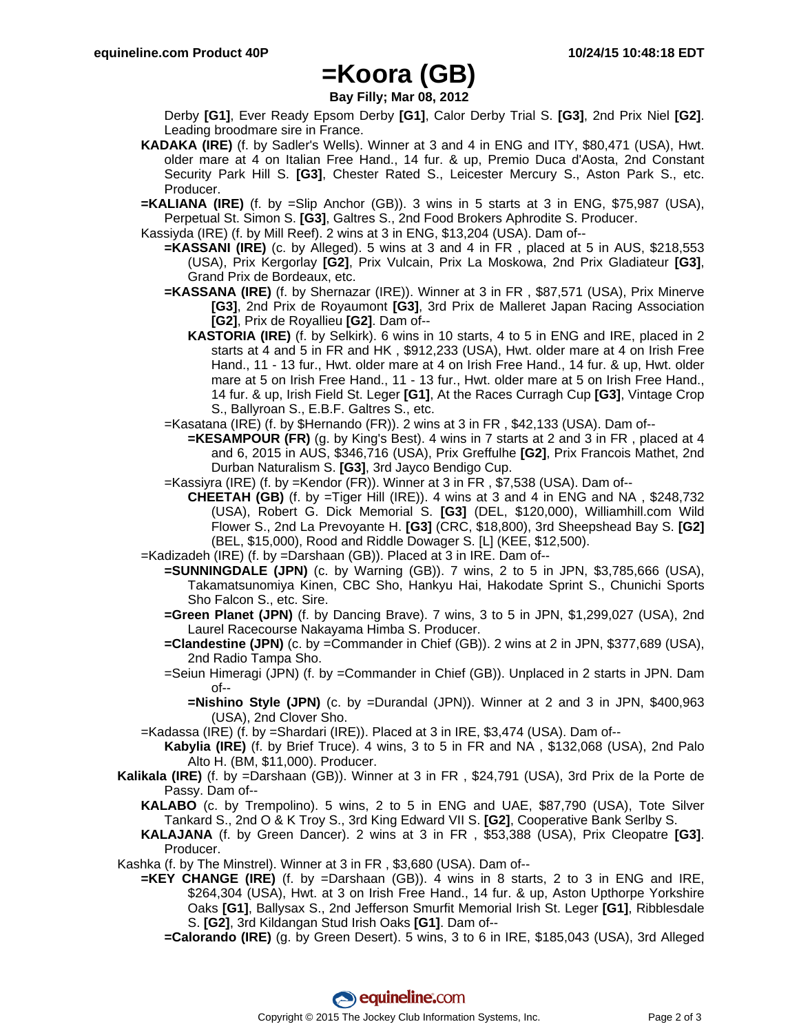# =Koora (GB)

**Bay Filly; Mar 08, 2012**

Derby **[G1]**, Ever Ready Epsom Derby **[G1]**, Calor Derby Trial S. **[G3]**, 2nd Prix Niel **[G2]**. Leading broodmare sire in France.

**KADAKA (IRE)** (f. by Sadler's Wells). Winner at 3 and 4 in ENG and ITY, $80,471 (USA), Hwt. older mare at 4 on Italian Free Hand., 14 fur. & up, Premio Duca d'Aosta, 2nd Constant Security Park Hill S. **[G3]**, Chester Rated S., Leicester Mercury S., Aston Park S., etc. Producer.

**=KALIANA (IRE)** (f. by =Slip Anchor (GB)). 3 wins in 5 starts at 3 in ENG, $75,987 (USA), Perpetual St. Simon S. **[G3]**, Galtres S., 2nd Food Brokers Aphrodite S. Producer.

Kassiyda (IRE) (f. by Mill Reef). 2 wins at 3 in ENG, $13,204 (USA). Dam of--

**=KASSANI (IRE)** (c. by Alleged). 5 wins at 3 and 4 in FR , placed at 5 in AUS, $218,553 (USA), Prix Kergorlay **[G2]**, Prix Vulcain, Prix La Moskowa, 2nd Prix Gladiateur **[G3]**, Grand Prix de Bordeaux, etc.

**=KASSANA (IRE)** (f. by Shernazar (IRE)). Winner at 3 in FR , $87,571 (USA), Prix Minerve **[G3]**, 2nd Prix de Royaumont **[G3]**, 3rd Prix de Malleret Japan Racing Association **[G2]**, Prix de Royallieu **[G2]**. Dam of--

**KASTORIA (IRE)** (f. by Selkirk). 6 wins in 10 starts, 4 to 5 in ENG and IRE, placed in 2 starts at 4 and 5 in FR and HK , $912,233 (USA), Hwt. older mare at 4 on Irish Free Hand., 11 - 13 fur., Hwt. older mare at 4 on Irish Free Hand., 14 fur. & up, Hwt. older mare at 5 on Irish Free Hand., 11 - 13 fur., Hwt. older mare at 5 on Irish Free Hand., 14 fur. & up, Irish Field St. Leger **[G1]**, At the Races Curragh Cup **[G3]**, Vintage Crop S., Ballyroan S., E.B.F. Galtres S., etc.

=Kasatana (IRE) (f. by $Hernando (FR)). 2 wins at 3 in FR , $42,133 (USA). Dam of--

**=KESAMPOUR (FR)** (g. by King's Best). 4 wins in 7 starts at 2 and 3 in FR , placed at 4 and 6, 2015 in AUS, $346,716 (USA), Prix Greffulhe **[G2]**, Prix Francois Mathet, 2nd Durban Naturalism S. **[G3]**, 3rd Jayco Bendigo Cup.

=Kassiyra (IRE) (f. by =Kendor (FR)). Winner at 3 in FR , $7,538 (USA). Dam of--

**CHEETAH (GB)** (f. by =Tiger Hill (IRE)). 4 wins at 3 and 4 in ENG and NA , $248,732 (USA), Robert G. Dick Memorial S. **[G3]** (DEL, $120,000), Williamhill.com Wild Flower S., 2nd La Prevoyante H. **[G3]** (CRC, $18,800), 3rd Sheepshead Bay S. **[G2]** (BEL, $15,000), Rood and Riddle Dowager S. [L] (KEE, $12,500).

=Kadizadeh (IRE) (f. by =Darshaan (GB)). Placed at 3 in IRE. Dam of--

**=SUNNINGDALE (JPN)** (c. by Warning (GB)). 7 wins, 2 to 5 in JPN, $3,785,666 (USA), Takamatsunomiya Kinen, CBC Sho, Hankyu Hai, Hakodate Sprint S., Chunichi Sports Sho Falcon S., etc. Sire.

**=Green Planet (JPN)** (f. by Dancing Brave). 7 wins, 3 to 5 in JPN, $1,299,027 (USA), 2nd Laurel Racecourse Nakayama Himba S. Producer.

**=Clandestine (JPN)** (c. by =Commander in Chief (GB)). 2 wins at 2 in JPN, $377,689 (USA), 2nd Radio Tampa Sho.

=Seiun Himeragi (JPN) (f. by =Commander in Chief (GB)). Unplaced in 2 starts in JPN. Dam of--

**=Nishino Style (JPN)** (c. by =Durandal (JPN)). Winner at 2 and 3 in JPN, $400,963 (USA), 2nd Clover Sho.

=Kadassa (IRE) (f. by =Shardari (IRE)). Placed at 3 in IRE, $3,474 (USA). Dam of--

**Kabylia (IRE)** (f. by Brief Truce). 4 wins, 3 to 5 in FR and NA , $132,068 (USA), 2nd Palo Alto H. (BM, $11,000). Producer.

**Kalikala (IRE)** (f. by =Darshaan (GB)). Winner at 3 in FR , $24,791 (USA), 3rd Prix de la Porte de Passy. Dam of--

**KALABO** (c. by Trempolino). 5 wins, 2 to 5 in ENG and UAE, $87,790 (USA), Tote Silver Tankard S., 2nd O & K Troy S., 3rd King Edward VII S. **[G2]**, Cooperative Bank Serlby S.

**KALAJANA** (f. by Green Dancer). 2 wins at 3 in FR , $53,388 (USA), Prix Cleopatre **[G3]**. Producer.

Kashka (f. by The Minstrel). Winner at 3 in FR , $3,680 (USA). Dam of--

**=KEY CHANGE (IRE)** (f. by =Darshaan (GB)). 4 wins in 8 starts, 2 to 3 in ENG and IRE, $264,304 (USA), Hwt. at 3 on Irish Free Hand., 14 fur. & up, Aston Upthorpe Yorkshire Oaks **[G1]**, Ballysax S., 2nd Jefferson Smurfit Memorial Irish St. Leger **[G1]**, Ribblesdale S. **[G2]**, 3rd Kildangan Stud Irish Oaks **[G1]**. Dam of--

**=Calorando (IRE)** (g. by Green Desert). 5 wins, 3 to 6 in IRE, $185,043 (USA), 3rd Alleged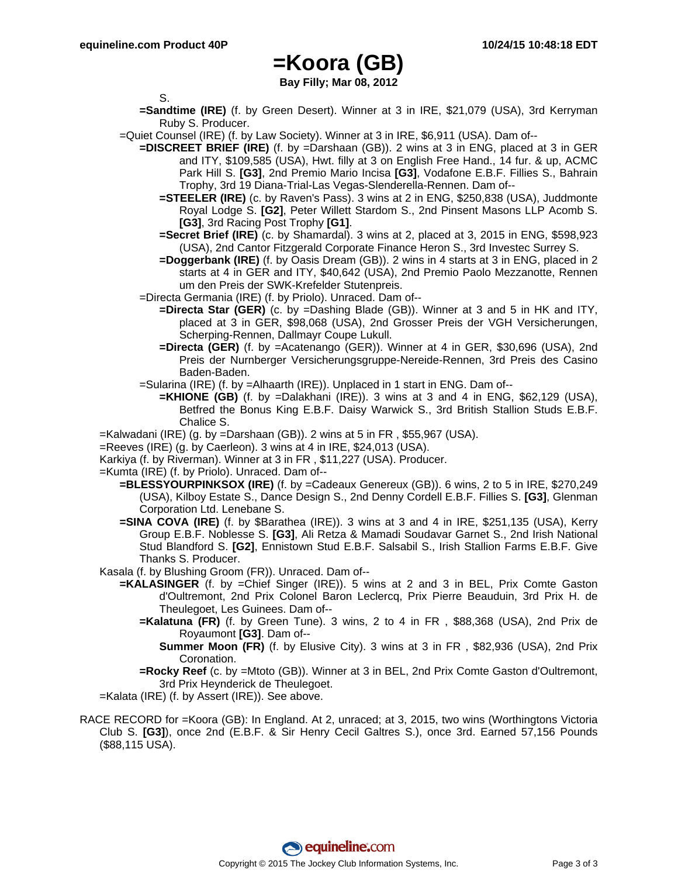# =Koora (GB)

**Bay Filly; Mar 08, 2012**

S.

**=Sandtime (IRE)** (f. by Green Desert). Winner at 3 in IRE, $21,079 (USA), 3rd Kerryman Ruby S. Producer.

=Quiet Counsel (IRE) (f. by Law Society). Winner at 3 in IRE, $6,911 (USA). Dam of--

**=DISCREET BRIEF (IRE)** (f. by =Darshaan (GB)). 2 wins at 3 in ENG, placed at 3 in GER and ITY, $109,585 (USA), Hwt. filly at 3 on English Free Hand., 14 fur. & up, ACMC Park Hill S. **[G3]**, 2nd Premio Mario Incisa **[G3]**, Vodafone E.B.F. Fillies S., Bahrain Trophy, 3rd 19 Diana-Trial-Las Vegas-Slenderella-Rennen. Dam of--

**=STEELER (IRE)** (c. by Raven's Pass). 3 wins at 2 in ENG, $250,838 (USA), Juddmonte Royal Lodge S. **[G2]**, Peter Willett Stardom S., 2nd Pinsent Masons LLP Acomb S. **[G3]**, 3rd Racing Post Trophy **[G1]**.

**=Secret Brief (IRE)** (c. by Shamardal). 3 wins at 2, placed at 3, 2015 in ENG, $598,923 (USA), 2nd Cantor Fitzgerald Corporate Finance Heron S., 3rd Investec Surrey S.

**=Doggerbank (IRE)** (f. by Oasis Dream (GB)). 2 wins in 4 starts at 3 in ENG, placed in 2 starts at 4 in GER and ITY, $40,642 (USA), 2nd Premio Paolo Mezzanotte, Rennen um den Preis der SWK-Krefelder Stutenpreis.

=Directa Germania (IRE) (f. by Priolo). Unraced. Dam of--

**=Directa Star (GER)** (c. by =Dashing Blade (GB)). Winner at 3 and 5 in HK and ITY, placed at 3 in GER, $98,068 (USA), 2nd Grosser Preis der VGH Versicherungen, Scherping-Rennen, Dallmayr Coupe Lukull.

**=Directa (GER)** (f. by =Acatenango (GER)). Winner at 4 in GER, $30,696 (USA), 2nd Preis der Nurnberger Versicherungsgruppe-Nereide-Rennen, 3rd Preis des Casino Baden-Baden.

=Sularina (IRE) (f. by =Alhaarth (IRE)). Unplaced in 1 start in ENG. Dam of--

**=KHIONE (GB)** (f. by =Dalakhani (IRE)). 3 wins at 3 and 4 in ENG, $62,129 (USA), Betfred the Bonus King E.B.F. Daisy Warwick S., 3rd British Stallion Studs E.B.F. Chalice S.

=Kalwadani (IRE) (g. by =Darshaan (GB)). 2 wins at 5 in FR , $55,967 (USA).

=Reeves (IRE) (g. by Caerleon). 3 wins at 4 in IRE, $24,013 (USA).

Karkiya (f. by Riverman). Winner at 3 in FR , $11,227 (USA). Producer.

=Kumta (IRE) (f. by Priolo). Unraced. Dam of--

**=BLESSYOURPINKSOX (IRE)** (f. by =Cadeaux Genereux (GB)). 6 wins, 2 to 5 in IRE, $270,249 (USA), Kilboy Estate S., Dance Design S., 2nd Denny Cordell E.B.F. Fillies S. **[G3]**, Glenman Corporation Ltd. Lenebane S.

**=SINA COVA (IRE)** (f. by $Barathea (IRE)). 3 wins at 3 and 4 in IRE, $251,135 (USA), Kerry Group E.B.F. Noblesse S. **[G3]**, Ali Retza & Mamadi Soudavar Garnet S., 2nd Irish National Stud Blandford S. **[G2]**, Ennistown Stud E.B.F. Salsabil S., Irish Stallion Farms E.B.F. Give Thanks S. Producer.

Kasala (f. by Blushing Groom (FR)). Unraced. Dam of--

**=KALASINGER** (f. by =Chief Singer (IRE)). 5 wins at 2 and 3 in BEL, Prix Comte Gaston d'Oultremont, 2nd Prix Colonel Baron Leclercq, Prix Pierre Beauduin, 3rd Prix H. de Theulegoet, Les Guinees. Dam of--

**=Kalatuna (FR)** (f. by Green Tune). 3 wins, 2 to 4 in FR , $88,368 (USA), 2nd Prix de Royaumont **[G3]**. Dam of--

**Summer Moon (FR)** (f. by Elusive City). 3 wins at 3 in FR , $82,936 (USA), 2nd Prix Coronation.

**=Rocky Reef** (c. by =Mtoto (GB)). Winner at 3 in BEL, 2nd Prix Comte Gaston d'Oultremont, 3rd Prix Heynderick de Theulegoet.

=Kalata (IRE) (f. by Assert (IRE)). See above.

RACE RECORD for =Koora (GB): In England. At 2, unraced; at 3, 2015, two wins (Worthingtons Victoria Club S. **[G3]**), once 2nd (E.B.F. & Sir Henry Cecil Galtres S.), once 3rd. Earned 57,156 Pounds ($88,115 USA).